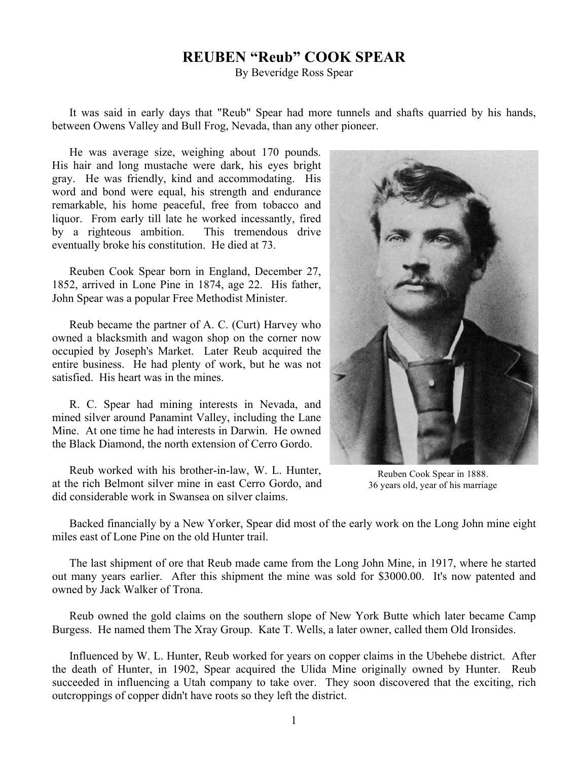# REUBEN "Reub" COOK SPEAR

By Beveridge Ross Spear

It was said in early days that "Reub" Spear had more tunnels and shafts quarried by his hands, between Owens Valley and Bull Frog, Nevada, than any other pioneer.

He was average size, weighing about 170 pounds. His hair and long mustache were dark, his eyes bright gray. He was friendly, kind and accommodating. His word and bond were equal, his strength and endurance remarkable, his home peaceful, free from tobacco and liquor. From early till late he worked incessantly, fired by a righteous ambition. This tremendous drive eventually broke his constitution. He died at 73.

Reuben Cook Spear born in England, December 27, 1852, arrived in Lone Pine in 1874, age 22. His father, John Spear was a popular Free Methodist Minister.

Reub became the partner of A. C. (Curt) Harvey who owned a blacksmith and wagon shop on the corner now occupied by Joseph's Market. Later Reub acquired the entire business. He had plenty of work, but he was not satisfied. His heart was in the mines.

R. C. Spear had mining interests in Nevada, and mined silver around Panamint Valley, including the Lane Mine. At one time he had interests in Darwin. He owned the Black Diamond, the north extension of Cerro Gordo.

Reub worked with his brother-in-law, W. L. Hunter, at the rich Belmont silver mine in east Cerro Gordo, and did considerable work in Swansea on silver claims.

Reuben Cook Spear in 1888.
36 years old, year of his marriage

Backed financially by a New Yorker, Spear did most of the early work on the Long John mine eight miles east of Lone Pine on the old Hunter trail.

The last shipment of ore that Reub made came from the Long John Mine, in 1917, where he started out many years earlier. After this shipment the mine was sold for $3000.00. It's now patented and owned by Jack Walker of Trona.

Reub owned the gold claims on the southern slope of New York Butte which later became Camp Burgess. He named them The Xray Group. Kate T. Wells, a later owner, called them Old Ironsides.

Influenced by W. L. Hunter, Reub worked for years on copper claims in the Ubehebe district. After the death of Hunter, in 1902, Spear acquired the Ulida Mine originally owned by Hunter. Reub succeeded in influencing a Utah company to take over. They soon discovered that the exciting, rich outcroppings of copper didn't have roots so they left the district.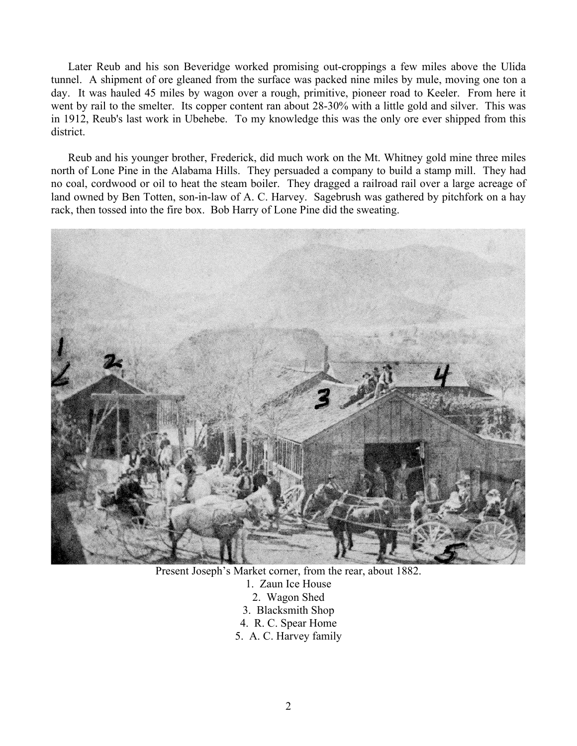Later Reub and his son Beveridge worked promising out-croppings a few miles above the Ulida tunnel. A shipment of ore gleaned from the surface was packed nine miles by mule, moving one ton a day. It was hauled 45 miles by wagon over a rough, primitive, pioneer road to Keeler. From here it went by rail to the smelter. Its copper content ran about 28-30% with a little gold and silver. This was in 1912, Reub's last work in Ubehebe. To my knowledge this was the only ore ever shipped from this district.

Reub and his younger brother, Frederick, did much work on the Mt. Whitney gold mine three miles north of Lone Pine in the Alabama Hills. They persuaded a company to build a stamp mill. They had no coal, cordwood or oil to heat the steam boiler. They dragged a railroad rail over a large acreage of land owned by Ben Totten, son-in-law of A. C. Harvey. Sagebrush was gathered by pitchfork on a hay rack, then tossed into the fire box. Bob Harry of Lone Pine did the sweating.

Present Joseph's Market corner, from the rear, about 1882.

1. Zaun Ice House
2. Wagon Shed
3. Blacksmith Shop
4. R. C. Spear Home
5. A. C. Harvey family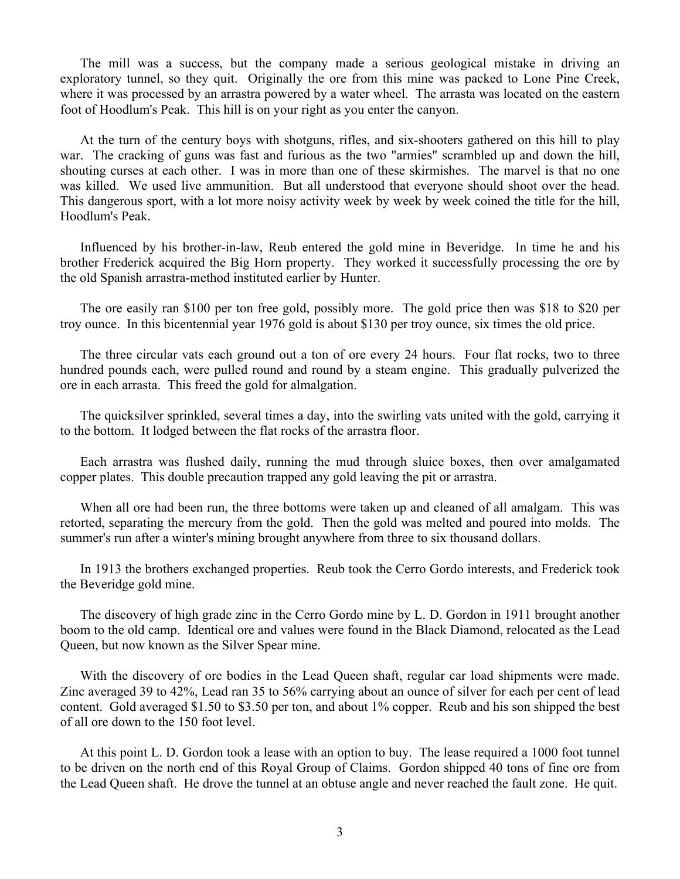The mill was a success, but the company made a serious geological mistake in driving an exploratory tunnel, so they quit. Originally the ore from this mine was packed to Lone Pine Creek, where it was processed by an arrastra powered by a water wheel. The arrasta was located on the eastern foot of Hoodlum's Peak. This hill is on your right as you enter the canyon.

At the turn of the century boys with shotguns, rifles, and six-shooters gathered on this hill to play war. The cracking of guns was fast and furious as the two "armies" scrambled up and down the hill, shouting curses at each other. I was in more than one of these skirmishes. The marvel is that no one was killed. We used live ammunition. But all understood that everyone should shoot over the head. This dangerous sport, with a lot more noisy activity week by week by week coined the title for the hill, Hoodlum's Peak.

Influenced by his brother-in-law, Reub entered the gold mine in Beveridge. In time he and his brother Frederick acquired the Big Horn property. They worked it successfully processing the ore by the old Spanish arrastra-method instituted earlier by Hunter.

The ore easily ran $100 per ton free gold, possibly more. The gold price then was $18 to $20 per troy ounce. In this bicentennial year 1976 gold is about $130 per troy ounce, six times the old price.

The three circular vats each ground out a ton of ore every 24 hours. Four flat rocks, two to three hundred pounds each, were pulled round and round by a steam engine. This gradually pulverized the ore in each arrasta. This freed the gold for almalgation.

The quicksilver sprinkled, several times a day, into the swirling vats united with the gold, carrying it to the bottom. It lodged between the flat rocks of the arrastra floor.

Each arrastra was flushed daily, running the mud through sluice boxes, then over amalgamated copper plates. This double precaution trapped any gold leaving the pit or arrastra.

When all ore had been run, the three bottoms were taken up and cleaned of all amalgam. This was retorted, separating the mercury from the gold. Then the gold was melted and poured into molds. The summer's run after a winter's mining brought anywhere from three to six thousand dollars.

In 1913 the brothers exchanged properties. Reub took the Cerro Gordo interests, and Frederick took the Beveridge gold mine.

The discovery of high grade zinc in the Cerro Gordo mine by L. D. Gordon in 1911 brought another boom to the old camp. Identical ore and values were found in the Black Diamond, relocated as the Lead Queen, but now known as the Silver Spear mine.

With the discovery of ore bodies in the Lead Queen shaft, regular car load shipments were made. Zinc averaged 39 to 42%, Lead ran 35 to 56% carrying about an ounce of silver for each per cent of lead content. Gold averaged $1.50 to $3.50 per ton, and about 1% copper. Reub and his son shipped the best of all ore down to the 150 foot level.

At this point L. D. Gordon took a lease with an option to buy. The lease required a 1000 foot tunnel to be driven on the north end of this Royal Group of Claims. Gordon shipped 40 tons of fine ore from the Lead Queen shaft. He drove the tunnel at an obtuse angle and never reached the fault zone. He quit.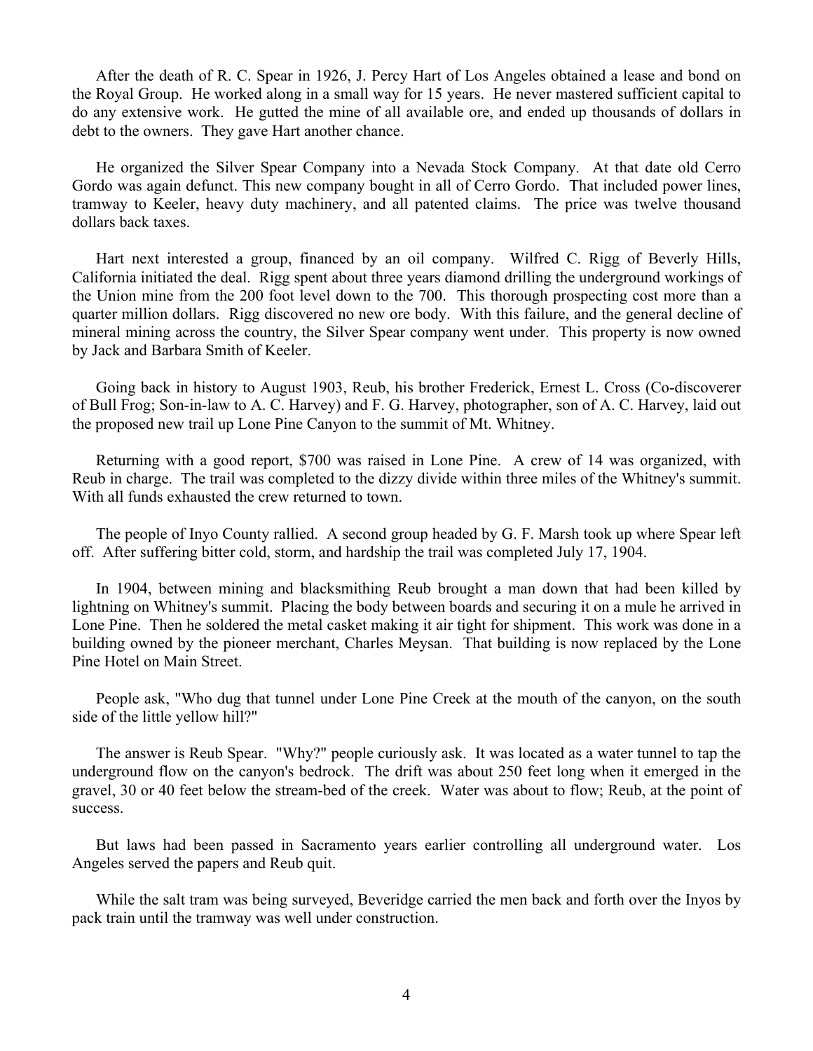After the death of R. C. Spear in 1926, J. Percy Hart of Los Angeles obtained a lease and bond on the Royal Group. He worked along in a small way for 15 years. He never mastered sufficient capital to do any extensive work. He gutted the mine of all available ore, and ended up thousands of dollars in debt to the owners. They gave Hart another chance.

He organized the Silver Spear Company into a Nevada Stock Company. At that date old Cerro Gordo was again defunct. This new company bought in all of Cerro Gordo. That included power lines, tramway to Keeler, heavy duty machinery, and all patented claims. The price was twelve thousand dollars back taxes.

Hart next interested a group, financed by an oil company. Wilfred C. Rigg of Beverly Hills, California initiated the deal. Rigg spent about three years diamond drilling the underground workings of the Union mine from the 200 foot level down to the 700. This thorough prospecting cost more than a quarter million dollars. Rigg discovered no new ore body. With this failure, and the general decline of mineral mining across the country, the Silver Spear company went under. This property is now owned by Jack and Barbara Smith of Keeler.

Going back in history to August 1903, Reub, his brother Frederick, Ernest L. Cross (Co-discoverer of Bull Frog; Son-in-law to A. C. Harvey) and F. G. Harvey, photographer, son of A. C. Harvey, laid out the proposed new trail up Lone Pine Canyon to the summit of Mt. Whitney.

Returning with a good report, $700 was raised in Lone Pine. A crew of 14 was organized, with Reub in charge. The trail was completed to the dizzy divide within three miles of the Whitney's summit. With all funds exhausted the crew returned to town.

The people of Inyo County rallied. A second group headed by G. F. Marsh took up where Spear left off. After suffering bitter cold, storm, and hardship the trail was completed July 17, 1904.

In 1904, between mining and blacksmithing Reub brought a man down that had been killed by lightning on Whitney's summit. Placing the body between boards and securing it on a mule he arrived in Lone Pine. Then he soldered the metal casket making it air tight for shipment. This work was done in a building owned by the pioneer merchant, Charles Meysan. That building is now replaced by the Lone Pine Hotel on Main Street.

People ask, "Who dug that tunnel under Lone Pine Creek at the mouth of the canyon, on the south side of the little yellow hill?"

The answer is Reub Spear. "Why?" people curiously ask. It was located as a water tunnel to tap the underground flow on the canyon's bedrock. The drift was about 250 feet long when it emerged in the gravel, 30 or 40 feet below the stream-bed of the creek. Water was about to flow; Reub, at the point of success.

But laws had been passed in Sacramento years earlier controlling all underground water. Los Angeles served the papers and Reub quit.

While the salt tram was being surveyed, Beveridge carried the men back and forth over the Inyos by pack train until the tramway was well under construction.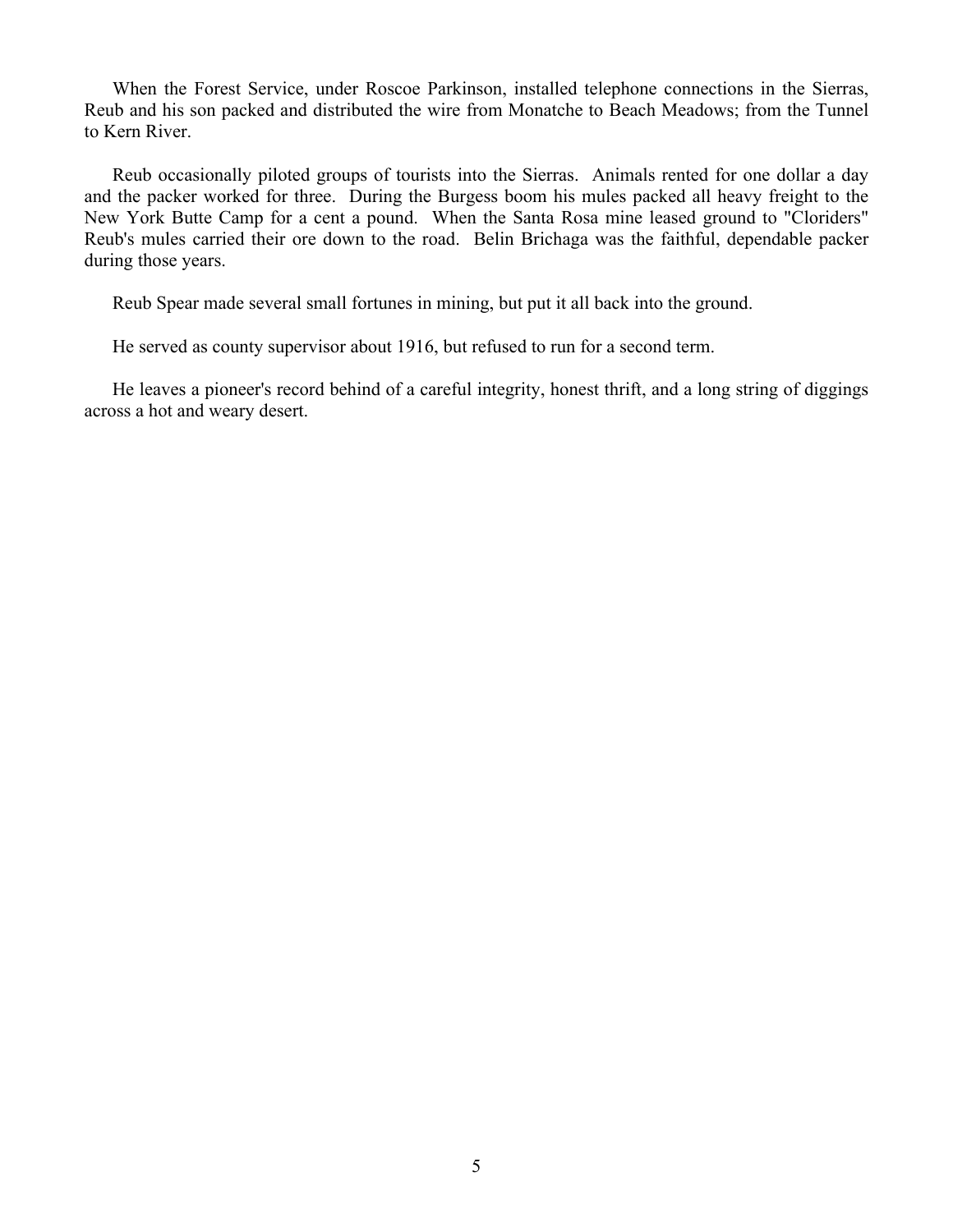When the Forest Service, under Roscoe Parkinson, installed telephone connections in the Sierras, Reub and his son packed and distributed the wire from Monatche to Beach Meadows; from the Tunnel to Kern River.

Reub occasionally piloted groups of tourists into the Sierras. Animals rented for one dollar a day and the packer worked for three. During the Burgess boom his mules packed all heavy freight to the New York Butte Camp for a cent a pound. When the Santa Rosa mine leased ground to "Cloriders" Reub's mules carried their ore down to the road. Belin Brichaga was the faithful, dependable packer during those years.

Reub Spear made several small fortunes in mining, but put it all back into the ground.

He served as county supervisor about 1916, but refused to run for a second term.

He leaves a pioneer's record behind of a careful integrity, honest thrift, and a long string of diggings across a hot and weary desert.